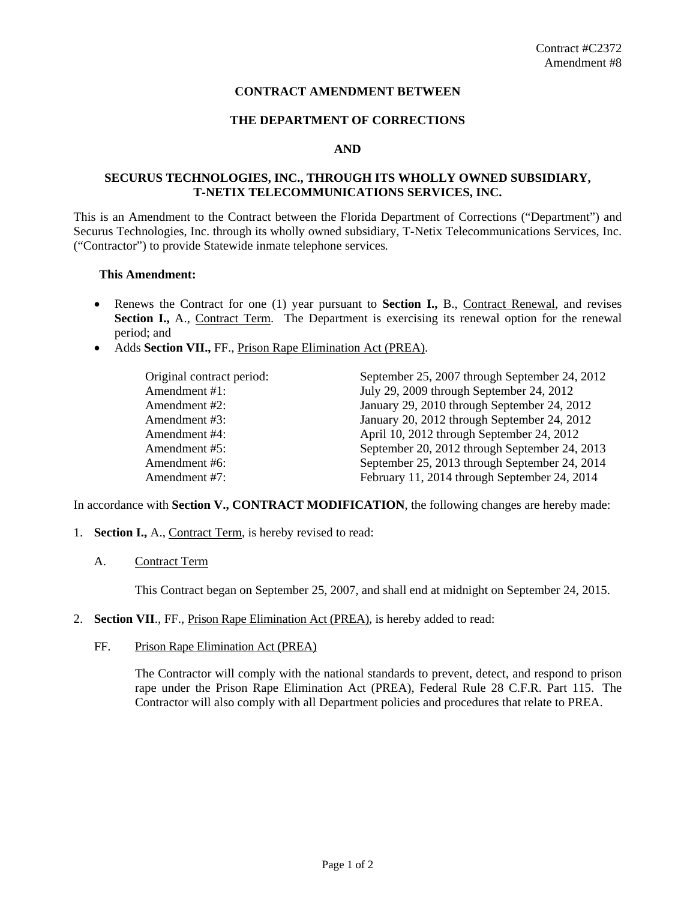Contract #C2372
Amendment #8

**CONTRACT AMENDMENT BETWEEN**

**THE DEPARTMENT OF CORRECTIONS**

**AND**

**SECURUS TECHNOLOGIES, INC., THROUGH ITS WHOLLY OWNED SUBSIDIARY, T-NETIX TELECOMMUNICATIONS SERVICES, INC.**

This is an Amendment to the Contract between the Florida Department of Corrections ("Department") and Securus Technologies, Inc. through its wholly owned subsidiary, T-Netix Telecommunications Services, Inc. ("Contractor") to provide Statewide inmate telephone services.

**This Amendment:**

- Renews the Contract for one (1) year pursuant to **Section I.,** B., <u>Contract Renewal</u>, and revises **Section I.,** A., <u>Contract Term</u>. The Department is exercising its renewal option for the renewal period; and
- Adds **Section VII.,** FF., <u>Prison Rape Elimination Act (PREA)</u>.

| | |
|---|---|
| Original contract period: | September 25, 2007 through September 24, 2012 |
| Amendment #1: | July 29, 2009 through September 24, 2012 |
| Amendment #2: | January 29, 2010 through September 24, 2012 |
| Amendment #3: | January 20, 2012 through September 24, 2012 |
| Amendment #4: | April 10, 2012 through September 24, 2012 |
| Amendment #5: | September 20, 2012 through September 24, 2013 |
| Amendment #6: | September 25, 2013 through September 24, 2014 |
| Amendment #7: | February 11, 2014 through September 24, 2014 |

In accordance with **Section V., CONTRACT MODIFICATION**, the following changes are hereby made:

1. **Section I.,** A., <u>Contract Term</u>, is hereby revised to read:

   A. <u>Contract Term</u>

   This Contract began on September 25, 2007, and shall end at midnight on September 24, 2015.

2. **Section VII**., FF., <u>Prison Rape Elimination Act (PREA)</u>, is hereby added to read:

   FF. <u>Prison Rape Elimination Act (PREA)</u>

   The Contractor will comply with the national standards to prevent, detect, and respond to prison rape under the Prison Rape Elimination Act (PREA), Federal Rule 28 C.F.R. Part 115. The Contractor will also comply with all Department policies and procedures that relate to PREA.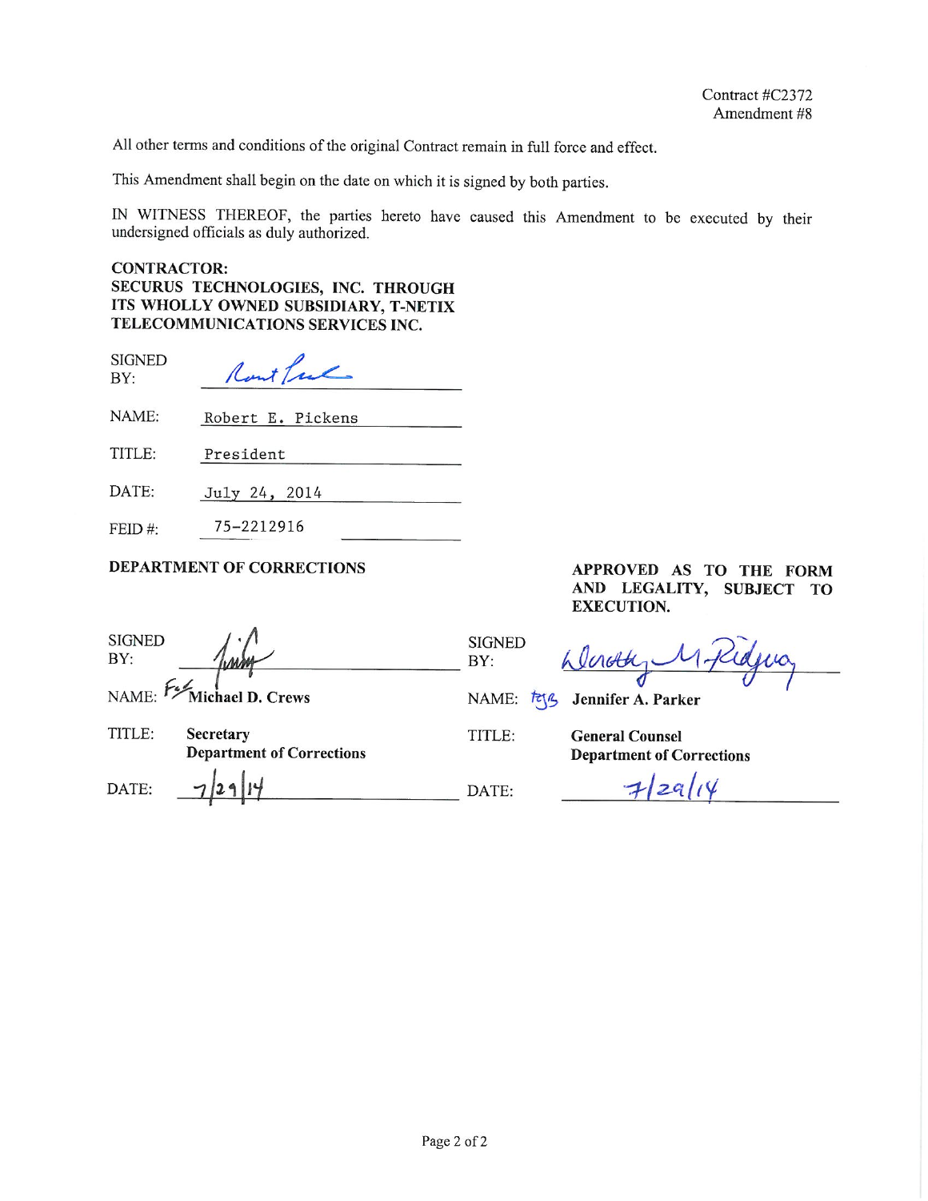Contract #C2372
Amendment #8

All other terms and conditions of the original Contract remain in full force and effect.

This Amendment shall begin on the date on which it is signed by both parties.

IN WITNESS THEREOF, the parties hereto have caused this Amendment to be executed by their undersigned officials as duly authorized.

**CONTRACTOR:**
**SECURUS TECHNOLOGIES, INC. THROUGH ITS WHOLLY OWNED SUBSIDIARY, T-NETIX TELECOMMUNICATIONS SERVICES INC.**

SIGNED BY: [signature]

NAME: Robert E. Pickens

TITLE: President

DATE: July 24, 2014

FEID #: 75-2212916

**DEPARTMENT OF CORRECTIONS**

SIGNED BY: [signature]

NAME: FOR **Michael D. Crews**

TITLE: **Secretary**
**Department of Corrections**

DATE: 7/29/14

**APPROVED AS TO THE FORM AND LEGALITY, SUBJECT TO EXECUTION.**

SIGNED BY: [signature]

NAME: FOR **Jennifer A. Parker**

TITLE: **General Counsel**
**Department of Corrections**

DATE: 7/29/14